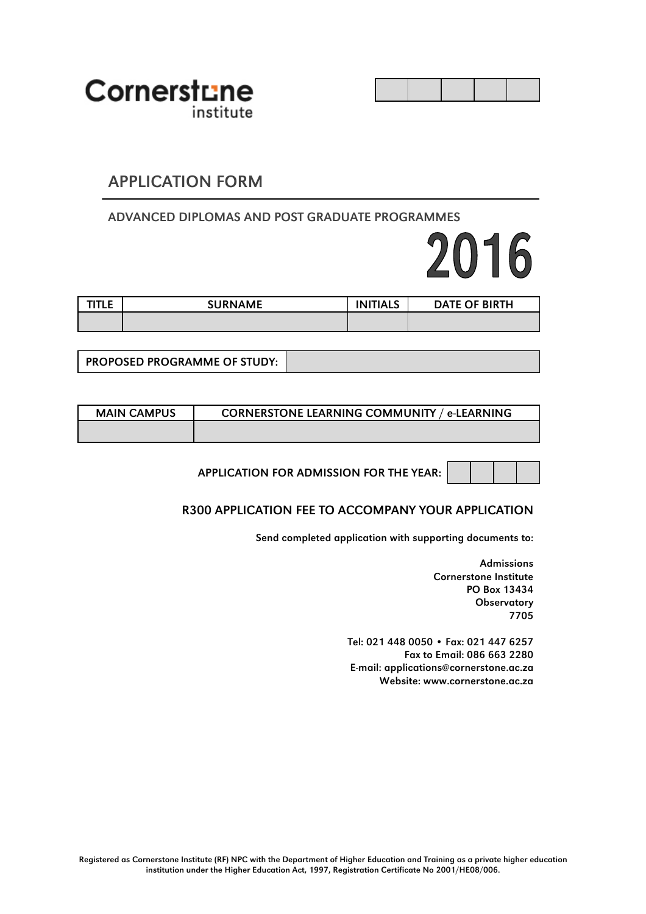Cornerstone institute

| | | | | |
|---|---|---|---|---|
| | | | | |

# APPLICATION FORM

## ADVANCED DIPLOMAS AND POST GRADUATE PROGRAMMES

# 2016

| TITLE | SURNAME | INITIALS | DATE OF BIRTH |
|---|---|---|---|
| | | | |

| PROPOSED PROGRAMME OF STUDY: | |
|---|---|

| MAIN CAMPUS | CORNERSTONE LEARNING COMMUNITY / e-LEARNING |
|---|---|
| | |

| APPLICATION FOR ADMISSION FOR THE YEAR: | | | | |
|---|---|---|---|---|

**R300 APPLICATION FEE TO ACCOMPANY YOUR APPLICATION**

Send completed application with supporting documents to:

Admissions
Cornerstone Institute
PO Box 13434
Observatory
7705

Tel: 021 448 0050 • Fax: 021 447 6257
Fax to Email: 086 663 2280
E-mail: applications@cornerstone.ac.za
Website: www.cornerstone.ac.za

Registered as Cornerstone Institute (RF) NPC with the Department of Higher Education and Training as a private higher education institution under the Higher Education Act, 1997, Registration Certificate No 2001/HE08/006.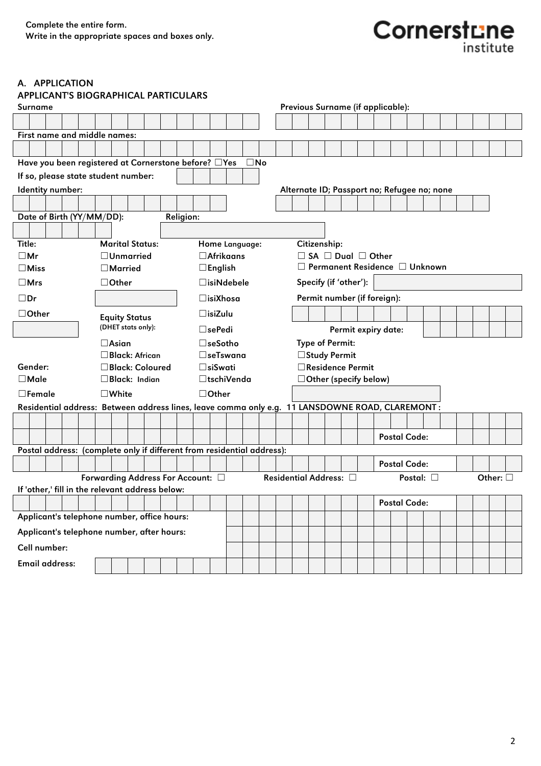Complete the entire form.
Write in the appropriate spaces and boxes only.

Cornerstone institute

## A. APPLICATION

### APPLICANT'S BIOGRAPHICAL PARTICULARS

Surname

Previous Surname (if applicable):

First name and middle names:

Have you been registered at Cornerstone before? ☐Yes ☐No

If so, please state student number:

Identity number:

Alternate ID; Passport no; Refugee no; none

Date of Birth (YY/MM/DD):

Religion:

**Title:**
☐Mr
☐Miss
☐Mrs
☐Dr
☐Other

**Marital Status:**
☐Unmarried
☐Married
☐Other

**Equity Status** (DHET stats only):
☐Asian
☐Black: African
☐Black: Coloured
☐Black: Indian
☐White

**Home Language:**
☐Afrikaans
☐English
☐isiNdebele
☐isiXhosa
☐isiZulu
☐sePedi
☐seSotho
☐seTswana
☐siSwati
☐tschiVenda
☐Other

**Citizenship:**
☐ SA ☐ Dual ☐ Other
☐ Permanent Residence ☐ Unknown

Specify (if 'other'):

Permit number (if foreign):

Permit expiry date:

**Type of Permit:**
☐Study Permit
☐Residence Permit
☐Other (specify below)

**Gender:**
☐Male
☐Female

Residential address: Between address lines, leave comma only e.g. 11 LANSDOWNE ROAD, CLAREMONT :

Postal Code:

Postal address: (complete only if different from residential address):

Postal Code:

Forwarding Address For Account: ☐ Residential Address: ☐ Postal: ☐ Other: ☐

If 'other,' fill in the relevant address below:

Postal Code:

Applicant's telephone number, office hours:

Applicant's telephone number, after hours:

Cell number:

Email address: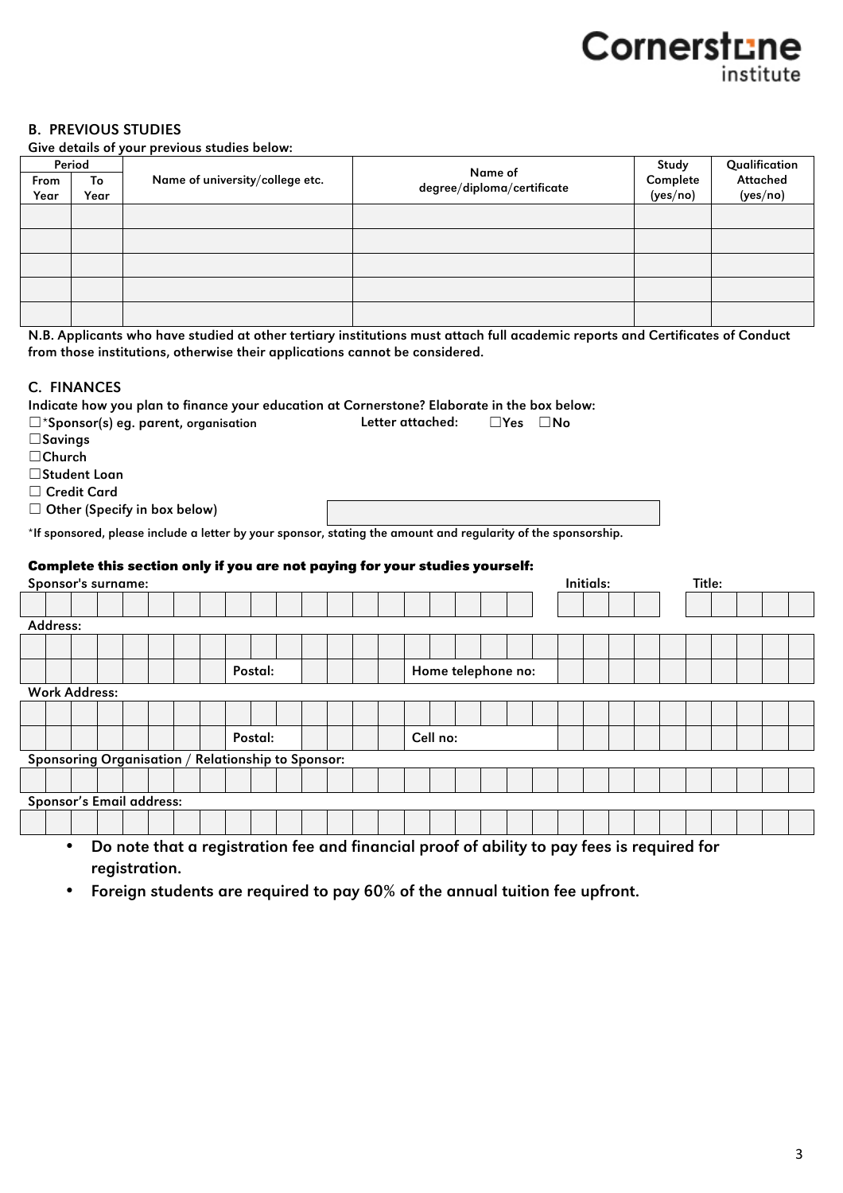## B. PREVIOUS STUDIES

**Give details of your previous studies below:**

| Period | | Name of university/college etc. | Name of degree/diploma/certificate | Study Complete (yes/no) | Qualification Attached (yes/no) |
|---|---|---|---|---|---|
| From Year | To Year | | | | |
| | | | | | |
| | | | | | |
| | | | | | |
| | | | | | |
| | | | | | |

**N.B. Applicants who have studied at other tertiary institutions must attach full academic reports and Certificates of Conduct from those institutions, otherwise their applications cannot be considered.**

## C. FINANCES

**Indicate how you plan to finance your education at Cornerstone? Elaborate in the box below:**

☐*Sponsor(s) eg. parent, organisation &nbsp;&nbsp;&nbsp;&nbsp; **Letter attached:** ☐Yes ☐No

☐Savings

☐Church

☐Student Loan

☐ Credit Card

☐ Other (Specify in box below)

*If sponsored, please include a letter by your sponsor, stating the amount and regularity of the sponsorship.

**Complete this section only if you are not paying for your studies yourself:**

Sponsor's surname: &nbsp;&nbsp;&nbsp;&nbsp; Initials: &nbsp;&nbsp;&nbsp;&nbsp; Title:

Address:

Postal: &nbsp;&nbsp;&nbsp;&nbsp; Home telephone no:

Work Address:

Postal: &nbsp;&nbsp;&nbsp;&nbsp; Cell no:

Sponsoring Organisation / Relationship to Sponsor:

Sponsor's Email address:

- **Do note that a registration fee and financial proof of ability to pay fees is required for registration.**
- **Foreign students are required to pay 60% of the annual tuition fee upfront.**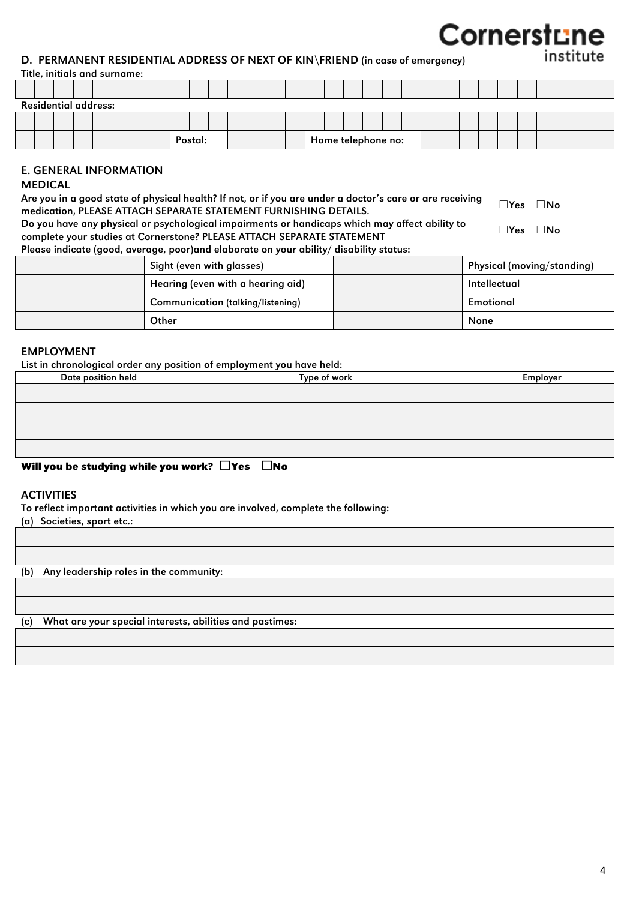**Cornerstone institute**

### D. PERMANENT RESIDENTIAL ADDRESS OF NEXT OF KIN\FRIEND (in case of emergency)

**Title, initials and surname:**

| | | | | | | | | | | | | | | | | | | | | | | | | | | | | | | |
|---|---|---|---|---|---|---|---|---|---|---|---|---|---|---|---|---|---|---|---|---|---|---|---|---|---|---|---|---|---|---|

**Residential address:**

| | | | | | | | | | | | | | | | | | | | | | | | | | | | | | | |
|---|---|---|---|---|---|---|---|---|---|---|---|---|---|---|---|---|---|---|---|---|---|---|---|---|---|---|---|---|---|---|
| | | | | | | | | Postal: | | | | | | | Home telephone no: | | | | | | | | | | | | | | | |

### E. GENERAL INFORMATION

#### MEDICAL

Are you in a good state of physical health? If not, or if you are under a doctor's care or are receiving medication, PLEASE ATTACH SEPARATE STATEMENT FURNISHING DETAILS. ☐Yes ☐No

Do you have any physical or psychological impairments or handicaps which may affect ability to complete your studies at Cornerstone? PLEASE ATTACH SEPARATE STATEMENT ☐Yes ☐No

Please indicate (good, average, poor)and elaborate on your ability/ disability status:

| | | | |
|---|---|---|---|
| | Sight (even with glasses) | | Physical (moving/standing) |
| | Hearing (even with a hearing aid) | | Intellectual |
| | Communication (talking/listening) | | Emotional |
| | Other | | None |

#### EMPLOYMENT

List in chronological order any position of employment you have held:

| Date position held | Type of work | Employer |
|---|---|---|
| | | |
| | | |
| | | |
| | | |

**Will you be studying while you work? ☐Yes ☐No**

#### ACTIVITIES

To reflect important activities in which you are involved, complete the following:

(a) Societies, sport etc.:

| |
|---|
| |
| |

(b) Any leadership roles in the community:

| |
|---|
| |
| |

(c) What are your special interests, abilities and pastimes:

| |
|---|
| |
| |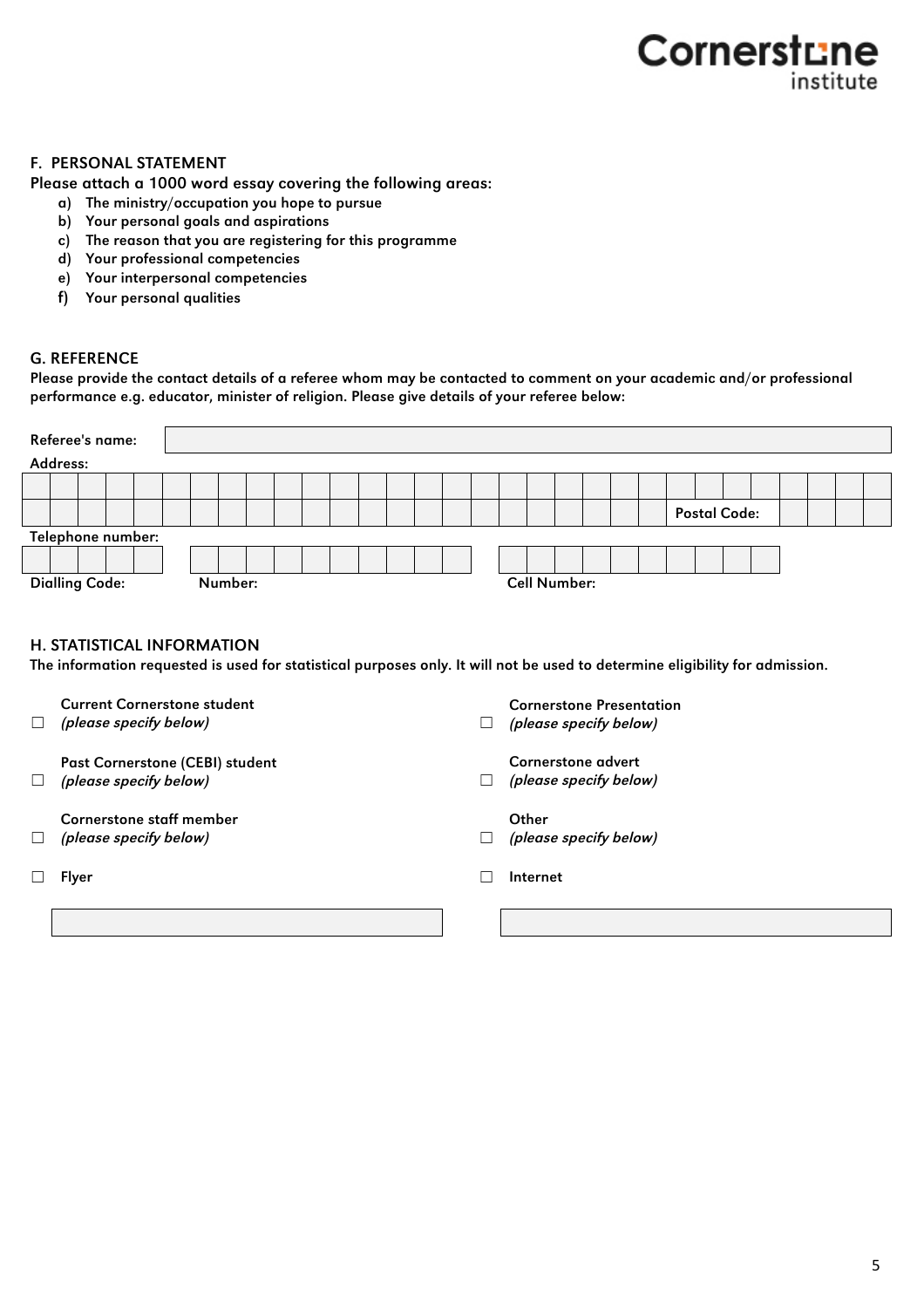## F. PERSONAL STATEMENT

**Please attach a 1000 word essay covering the following areas:**

a) The ministry/occupation you hope to pursue
b) Your personal goals and aspirations
c) The reason that you are registering for this programme
d) Your professional competencies
e) Your interpersonal competencies
f) Your personal qualities

## G. REFERENCE

**Please provide the contact details of a referee whom may be contacted to comment on your academic and/or professional performance e.g. educator, minister of religion. Please give details of your referee below:**

Referee's name:

Address:

Postal Code:

Telephone number:

Dialling Code: Number: Cell Number:

## H. STATISTICAL INFORMATION

**The information requested is used for statistical purposes only. It will not be used to determine eligibility for admission.**

☐ Current Cornerstone student *(please specify below)*

☐ Past Cornerstone (CEBI) student *(please specify below)*

☐ Cornerstone staff member *(please specify below)*

☐ Flyer

☐ Cornerstone Presentation *(please specify below)*

☐ Cornerstone advert *(please specify below)*

☐ Other *(please specify below)*

☐ Internet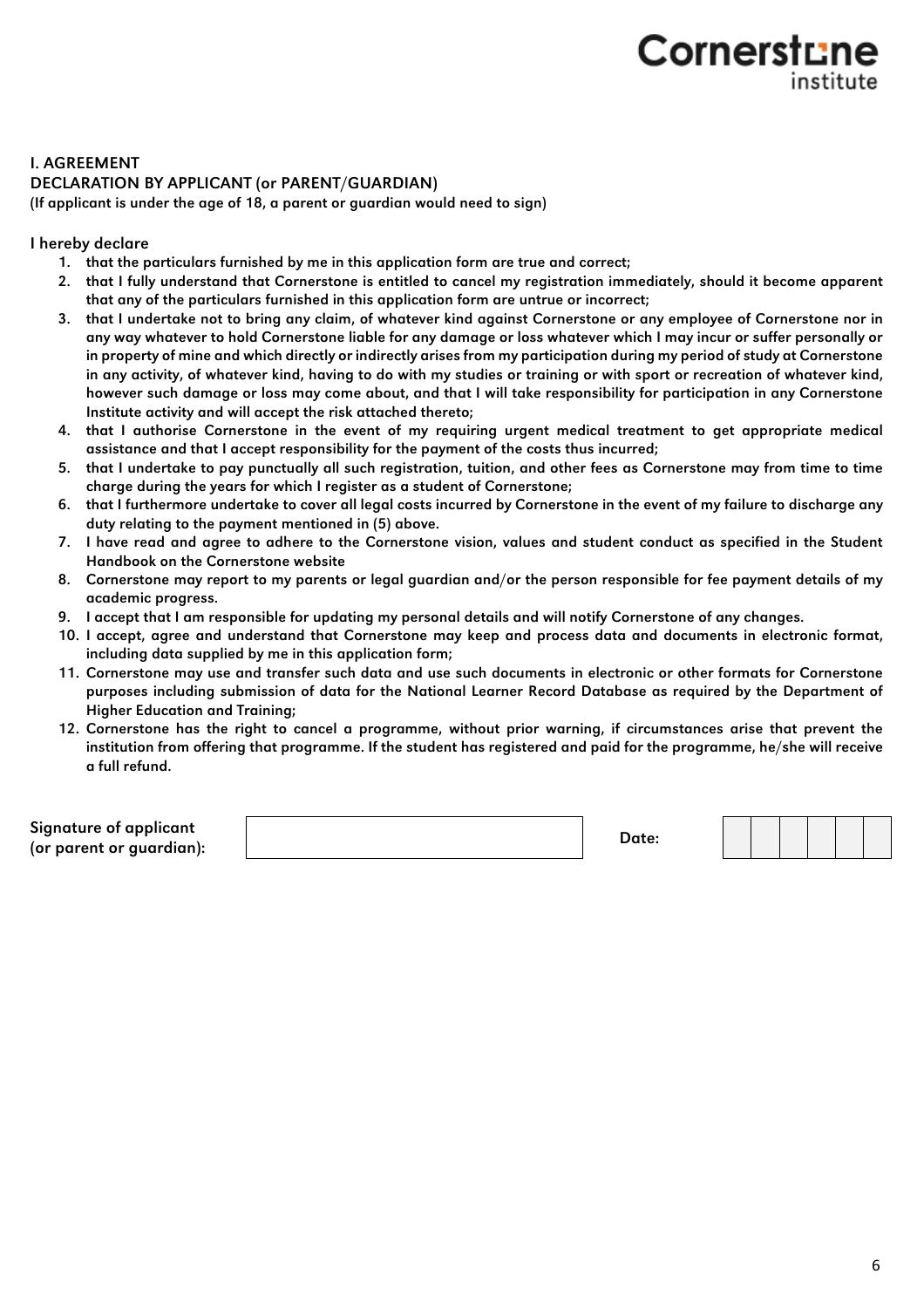## I. AGREEMENT

### DECLARATION BY APPLICANT (or PARENT/GUARDIAN)

(If applicant is under the age of 18, a parent or guardian would need to sign)

I hereby declare

1. that the particulars furnished by me in this application form are true and correct;
2. that I fully understand that Cornerstone is entitled to cancel my registration immediately, should it become apparent that any of the particulars furnished in this application form are untrue or incorrect;
3. that I undertake not to bring any claim, of whatever kind against Cornerstone or any employee of Cornerstone nor in any way whatever to hold Cornerstone liable for any damage or loss whatever which I may incur or suffer personally or in property of mine and which directly or indirectly arises from my participation during my period of study at Cornerstone in any activity, of whatever kind, having to do with my studies or training or with sport or recreation of whatever kind, however such damage or loss may come about, and that I will take responsibility for participation in any Cornerstone Institute activity and will accept the risk attached thereto;
4. that I authorise Cornerstone in the event of my requiring urgent medical treatment to get appropriate medical assistance and that I accept responsibility for the payment of the costs thus incurred;
5. that I undertake to pay punctually all such registration, tuition, and other fees as Cornerstone may from time to time charge during the years for which I register as a student of Cornerstone;
6. that I furthermore undertake to cover all legal costs incurred by Cornerstone in the event of my failure to discharge any duty relating to the payment mentioned in (5) above.
7. I have read and agree to adhere to the Cornerstone vision, values and student conduct as specified in the Student Handbook on the Cornerstone website
8. Cornerstone may report to my parents or legal guardian and/or the person responsible for fee payment details of my academic progress.
9. I accept that I am responsible for updating my personal details and will notify Cornerstone of any changes.
10. I accept, agree and understand that Cornerstone may keep and process data and documents in electronic format, including data supplied by me in this application form;
11. Cornerstone may use and transfer such data and use such documents in electronic or other formats for Cornerstone purposes including submission of data for the National Learner Record Database as required by the Department of Higher Education and Training;
12. Cornerstone has the right to cancel a programme, without prior warning, if circumstances arise that prevent the institution from offering that programme. If the student has registered and paid for the programme, he/she will receive a full refund.

| Signature of applicant (or parent or guardian): | | Date: | | | | | | |
|---|---|---|---|---|---|---|---|---|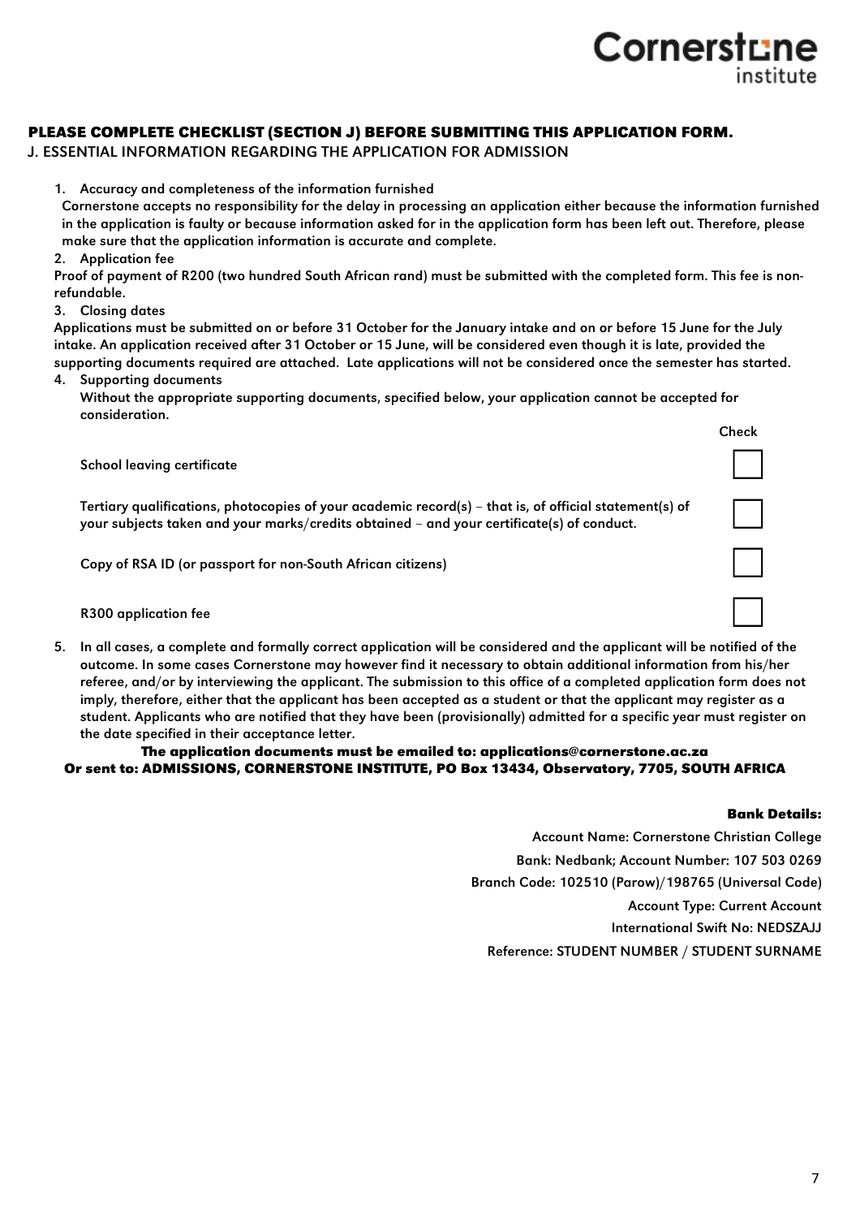**PLEASE COMPLETE CHECKLIST (SECTION J) BEFORE SUBMITTING THIS APPLICATION FORM.**

## J. ESSENTIAL INFORMATION REGARDING THE APPLICATION FOR ADMISSION

1. **Accuracy and completeness of the information furnished**
   Cornerstone accepts no responsibility for the delay in processing an application either because the information furnished in the application is faulty or because information asked for in the application form has been left out. Therefore, please make sure that the application information is accurate and complete.
2. **Application fee**
   Proof of payment of R200 (two hundred South African rand) must be submitted with the completed form. This fee is non-refundable.
3. **Closing dates**
   Applications must be submitted on or before 31 October for the January intake and on or before 15 June for the July intake. An application received after 31 October or 15 June, will be considered even though it is late, provided the supporting documents required are attached. Late applications will not be considered once the semester has started.
4. **Supporting documents**
   Without the appropriate supporting documents, specified below, your application cannot be accepted for consideration.

| | Check |
|---|---|
| School leaving certificate | ☐ |
| Tertiary qualifications, photocopies of your academic record(s) – that is, of official statement(s) of your subjects taken and your marks/credits obtained – and your certificate(s) of conduct. | ☐ |
| Copy of RSA ID (or passport for non-South African citizens) | ☐ |
| R300 application fee | ☐ |

5. In all cases, a complete and formally correct application will be considered and the applicant will be notified of the outcome. In some cases Cornerstone may however find it necessary to obtain additional information from his/her referee, and/or by interviewing the applicant. The submission to this office of a completed application form does not imply, therefore, either that the applicant has been accepted as a student or that the applicant may register as a student. Applicants who are notified that they have been (provisionally) admitted for a specific year must register on the date specified in their acceptance letter.

**The application documents must be emailed to: applications@cornerstone.ac.za**
**Or sent to: ADMISSIONS, CORNERSTONE INSTITUTE, PO Box 13434, Observatory, 7705, SOUTH AFRICA**

**Bank Details:**

Account Name: Cornerstone Christian College
Bank: Nedbank; Account Number: 107 503 0269
Branch Code: 102510 (Parow)/198765 (Universal Code)
Account Type: Current Account
International Swift No: NEDSZAJJ
Reference: STUDENT NUMBER / STUDENT SURNAME